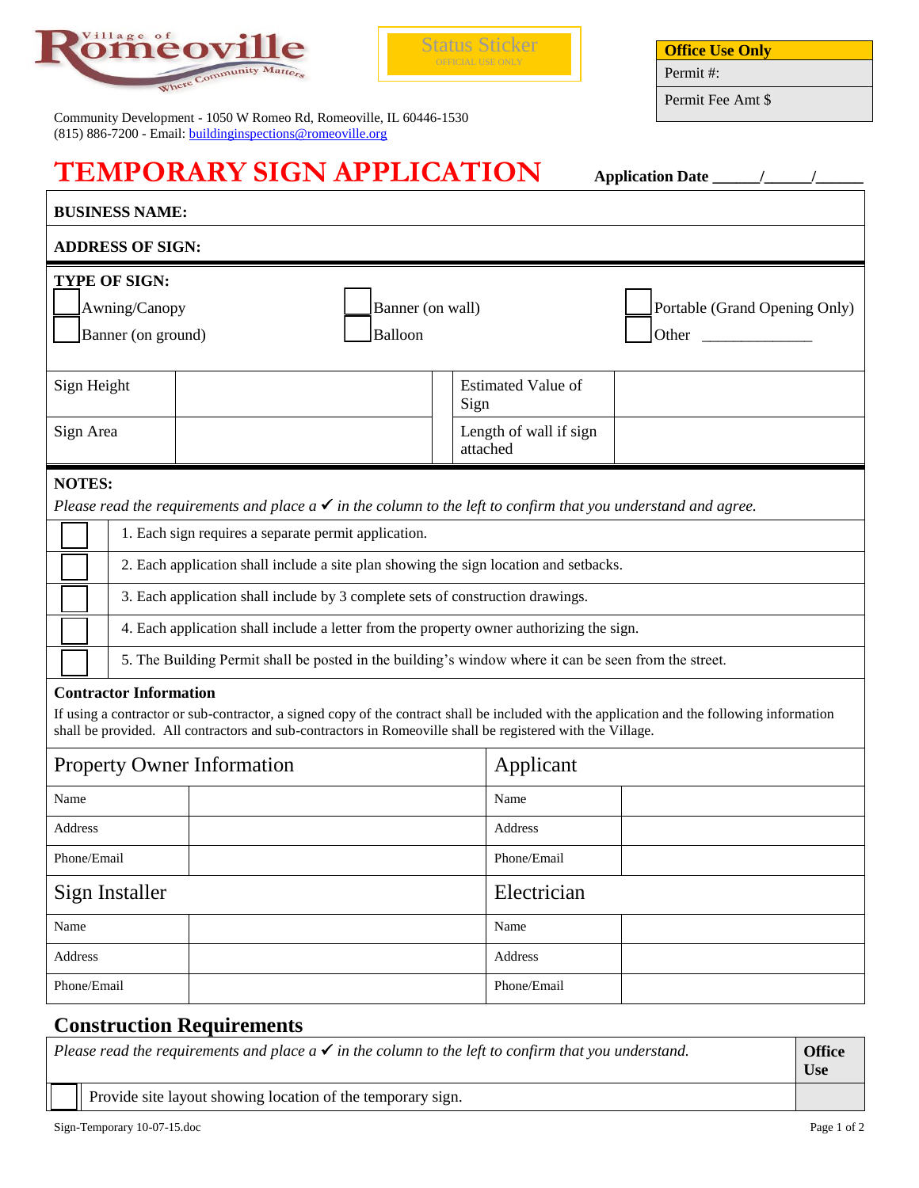Village of Romeoville — Where Community Matters

Status Sticker
OFFICIAL USE ONLY

| **Office Use Only** |
|---|
| Permit #: |
| Permit Fee Amt $ |

Community Development - 1050 W Romeo Rd, Romeoville, IL 60446-1530
(815) 886-7200 - Email: buildinginspections@romeoville.org

# TEMPORARY SIGN APPLICATION

**Application Date** ______/______/______

**BUSINESS NAME:**

**ADDRESS OF SIGN:**

**TYPE OF SIGN:**

- ☐ Awning/Canopy
- ☐ Banner (on ground)
- ☐ Banner (on wall)
- ☐ Balloon
- ☐ Portable (Grand Opening Only)
- ☐ Other ______________

| Sign Height | | Estimated Value of Sign | |
|---|---|---|---|
| Sign Area | | Length of wall if sign attached | |

**NOTES:**

*Please read the requirements and place a ✓ in the column to the left to confirm that you understand and agree.*

| | |
|---|---|
| ☐ | 1. Each sign requires a separate permit application. |
| ☐ | 2. Each application shall include a site plan showing the sign location and setbacks. |
| ☐ | 3. Each application shall include by 3 complete sets of construction drawings. |
| ☐ | 4. Each application shall include a letter from the property owner authorizing the sign. |
| ☐ | 5. The Building Permit shall be posted in the building's window where it can be seen from the street. |

**Contractor Information**

If using a contractor or sub-contractor, a signed copy of the contract shall be included with the application and the following information shall be provided. All contractors and sub-contractors in Romeoville shall be registered with the Village.

| Property Owner Information | | Applicant | |
|---|---|---|---|
| Name | | Name | |
| Address | | Address | |
| Phone/Email | | Phone/Email | |
| **Sign Installer** | | **Electrician** | |
| Name | | Name | |
| Address | | Address | |
| Phone/Email | | Phone/Email | |

## Construction Requirements

| *Please read the requirements and place a ✓ in the column to the left to confirm that you understand.* | | **Office Use** |
|---|---|---|
| ☐ | Provide site layout showing location of the temporary sign. | |

Sign-Temporary 10-07-15.doc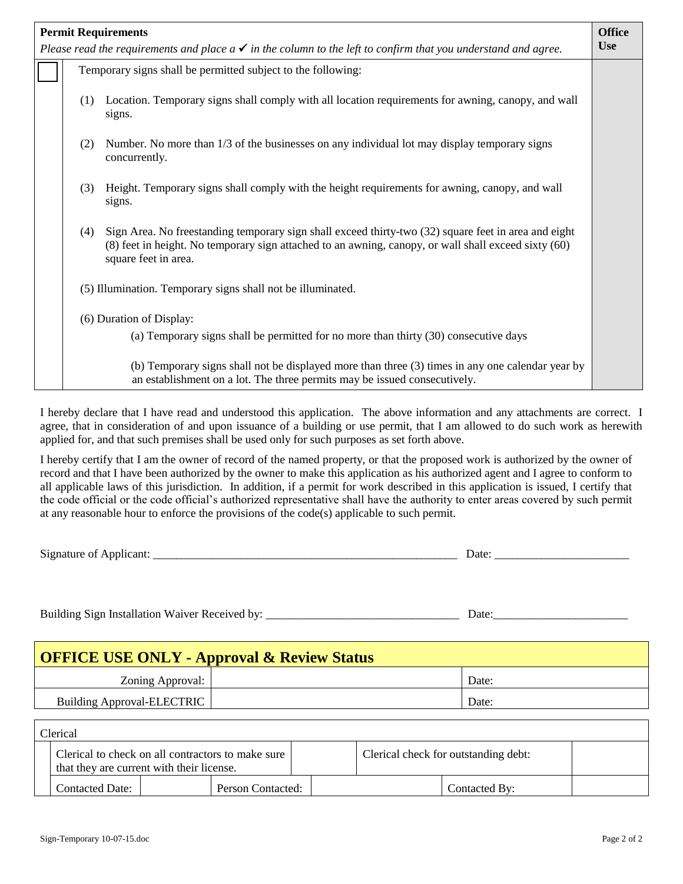| | **Permit Requirements**<br>*Please read the requirements and place a ✓ in the column to the left to confirm that you understand and agree.* | **Office Use** |
|---|---|---|
| ☐ | Temporary signs shall be permitted subject to the following:<br><br>(1) Location. Temporary signs shall comply with all location requirements for awning, canopy, and wall signs.<br><br>(2) Number. No more than 1/3 of the businesses on any individual lot may display temporary signs concurrently.<br><br>(3) Height. Temporary signs shall comply with the height requirements for awning, canopy, and wall signs.<br><br>(4) Sign Area. No freestanding temporary sign shall exceed thirty-two (32) square feet in area and eight (8) feet in height. No temporary sign attached to an awning, canopy, or wall shall exceed sixty (60) square feet in area.<br><br>(5) Illumination. Temporary signs shall not be illuminated.<br><br>(6) Duration of Display:<br>(a) Temporary signs shall be permitted for no more than thirty (30) consecutive days<br><br>(b) Temporary signs shall not be displayed more than three (3) times in any one calendar year by an establishment on a lot. The three permits may be issued consecutively. | |

I hereby declare that I have read and understood this application. The above information and any attachments are correct. I agree, that in consideration of and upon issuance of a building or use permit, that I am allowed to do such work as herewith applied for, and that such premises shall be used only for such purposes as set forth above.

I hereby certify that I am the owner of record of the named property, or that the proposed work is authorized by the owner of record and that I have been authorized by the owner to make this application as his authorized agent and I agree to conform to all applicable laws of this jurisdiction. In addition, if a permit for work described in this application is issued, I certify that the code official or the code official's authorized representative shall have the authority to enter areas covered by such permit at any reasonable hour to enforce the provisions of the code(s) applicable to such permit.

Signature of Applicant: ______________________________________________________ Date: _______________________

Building Sign Installation Waiver Received by: _________________________________ Date:_______________________

## OFFICE USE ONLY - Approval & Review Status

| | | |
|---|---|---|
| Zoning Approval: | | Date: |
| Building Approval-ELECTRIC | | Date: |

| Clerical | | | | | |
|---|---|---|---|---|---|
| Clerical to check on all contractors to make sure that they are current with their license. | | | Clerical check for outstanding debt: | | |
| Contacted Date: | | Person Contacted: | | Contacted By: | |